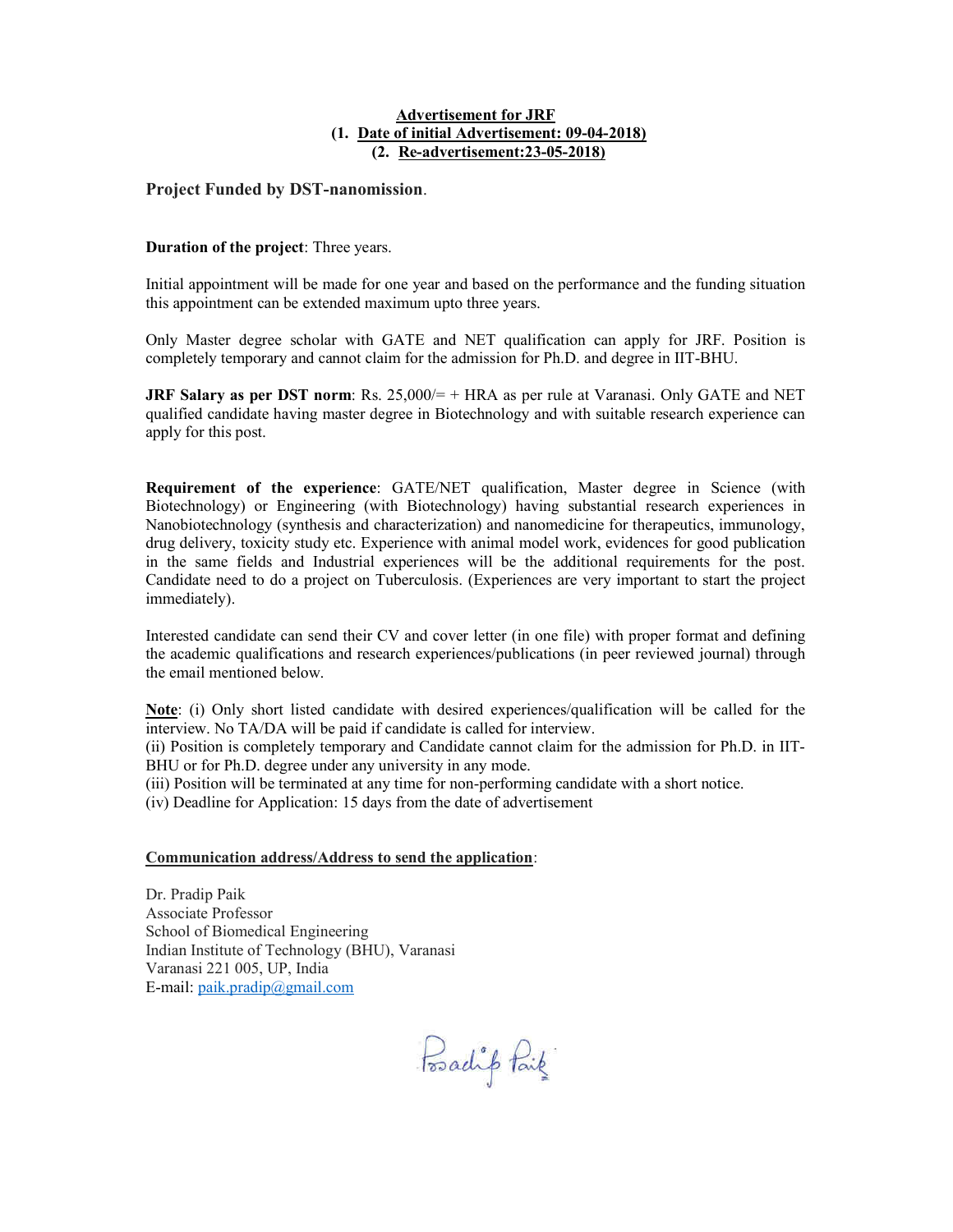**<u>Advertisement for JRF</u>**
**(1. <u>Date of initial Advertisement: 09-04-2018)</u>**
**(2. <u>Re-advertisement:23-05-2018)</u>**

**Project Funded by DST-nanomission**.

**Duration of the project**: Three years.

Initial appointment will be made for one year and based on the performance and the funding situation this appointment can be extended maximum upto three years.

Only Master degree scholar with GATE and NET qualification can apply for JRF. Position is completely temporary and cannot claim for the admission for Ph.D. and degree in IIT-BHU.

**JRF Salary as per DST norm**: Rs. 25,000/= + HRA as per rule at Varanasi. Only GATE and NET qualified candidate having master degree in Biotechnology and with suitable research experience can apply for this post.

**Requirement of the experience**: GATE/NET qualification, Master degree in Science (with Biotechnology) or Engineering (with Biotechnology) having substantial research experiences in Nanobiotechnology (synthesis and characterization) and nanomedicine for therapeutics, immunology, drug delivery, toxicity study etc. Experience with animal model work, evidences for good publication in the same fields and Industrial experiences will be the additional requirements for the post. Candidate need to do a project on Tuberculosis. (Experiences are very important to start the project immediately).

Interested candidate can send their CV and cover letter (in one file) with proper format and defining the academic qualifications and research experiences/publications (in peer reviewed journal) through the email mentioned below.

**<u>Note</u>**: (i) Only short listed candidate with desired experiences/qualification will be called for the interview. No TA/DA will be paid if candidate is called for interview.
(ii) Position is completely temporary and Candidate cannot claim for the admission for Ph.D. in IIT-BHU or for Ph.D. degree under any university in any mode.
(iii) Position will be terminated at any time for non-performing candidate with a short notice.
(iv) Deadline for Application: 15 days from the date of advertisement

**<u>Communication address/Address to send the application</u>**:

Dr. Pradip Paik
Associate Professor
School of Biomedical Engineering
Indian Institute of Technology (BHU), Varanasi
Varanasi 221 005, UP, India
E-mail: paik.pradip@gmail.com

Pradip Paik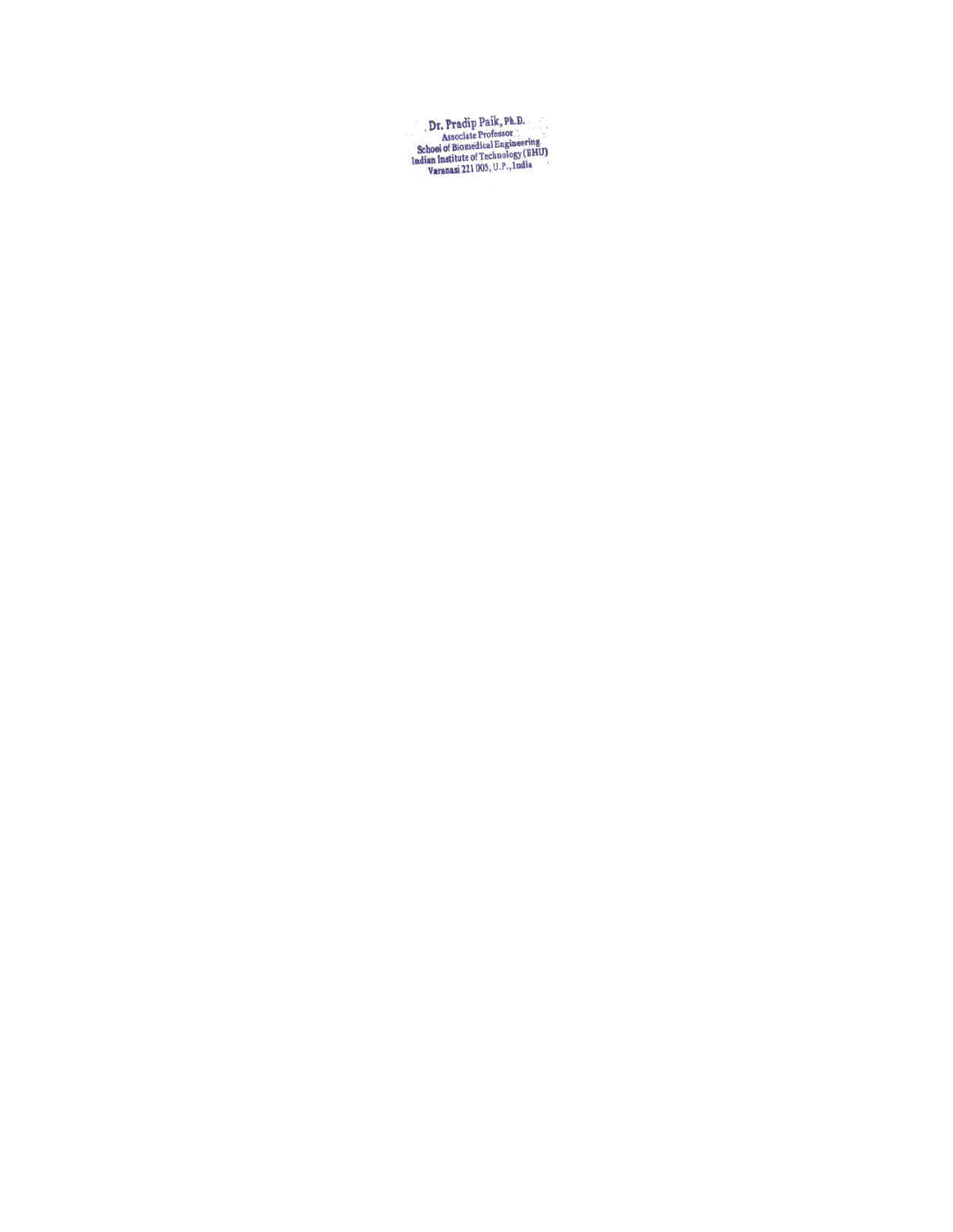Dr. Pradip Paik, Ph.D.
Associate Professor
School of Biomedical Engineering
Indian Institute of Technology (BHU)
Varanasi 221 005, U.P., India